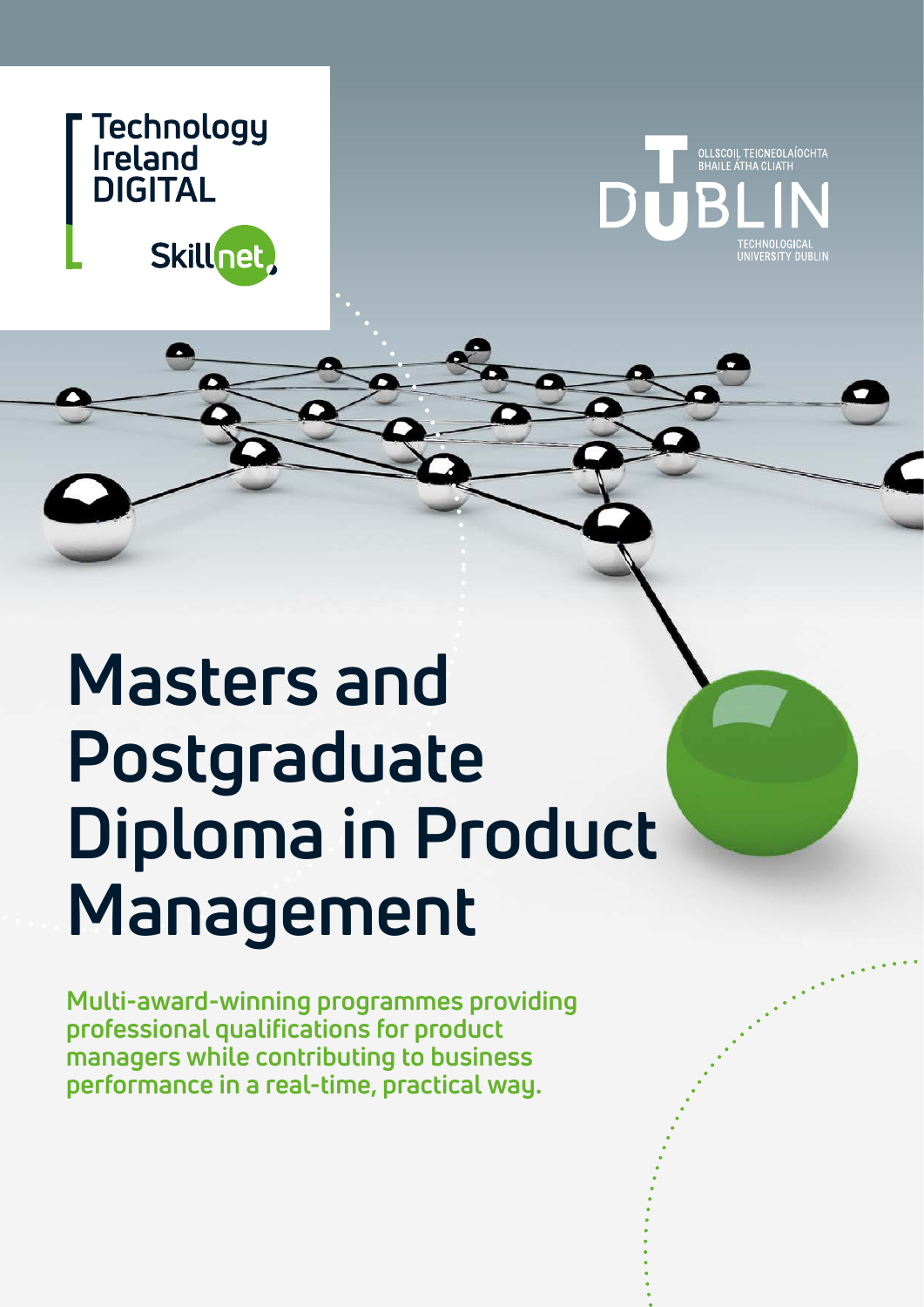Technology Ireland DIGITAL

Skillnet

OLLSCOIL TEICNEOLAÍOCHTA BHAILE ÁTHA CLIATH

DUBLIN

TECHNOLOGICAL UNIVERSITY DUBLIN

# Masters and Postgraduate Diploma in Product Management

**Multi-award-winning programmes providing professional qualifications for product managers while contributing to business performance in a real-time, practical way.**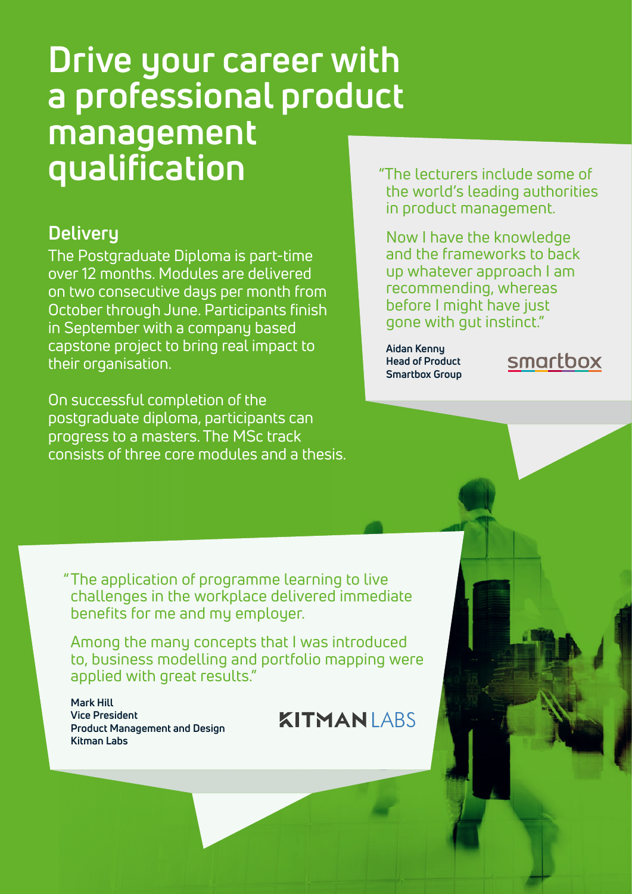# Drive your career with a professional product management qualification

## Delivery

The Postgraduate Diploma is part-time over 12 months. Modules are delivered on two consecutive days per month from October through June. Participants finish in September with a company based capstone project to bring real impact to their organisation.

On successful completion of the postgraduate diploma, participants can progress to a masters. The MSc track consists of three core modules and a thesis.

"The lecturers include some of the world's leading authorities in product management.

Now I have the knowledge and the frameworks to back up whatever approach I am recommending, whereas before I might have just gone with gut instinct."

**Aidan Kenny**
**Head of Product**
**Smartbox Group**

smartbox

"The application of programme learning to live challenges in the workplace delivered immediate benefits for me and my employer.

Among the many concepts that I was introduced to, business modelling and portfolio mapping were applied with great results."

**Mark Hill**
**Vice President**
**Product Management and Design**
**Kitman Labs**

KITMAN LABS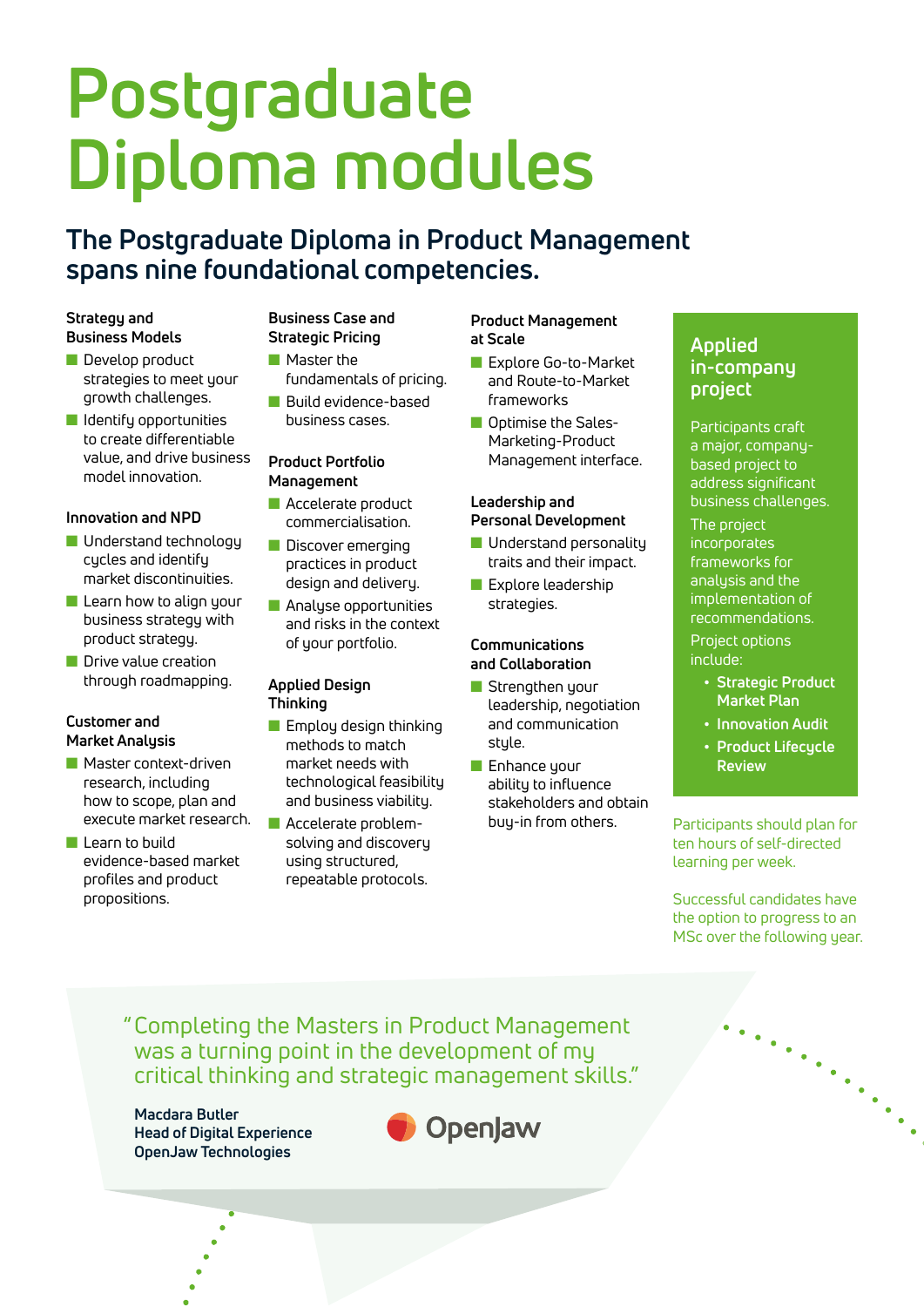# Postgraduate Diploma modules

## The Postgraduate Diploma in Product Management spans nine foundational competencies.

### Strategy and Business Models

- Develop product strategies to meet your growth challenges.
- Identify opportunities to create differentiable value, and drive business model innovation.

### Innovation and NPD

- Understand technology cycles and identify market discontinuities.
- Learn how to align your business strategy with product strategy.
- Drive value creation through roadmapping.

### Customer and Market Analysis

- Master context-driven research, including how to scope, plan and execute market research.
- Learn to build evidence-based market profiles and product propositions.

### Business Case and Strategic Pricing

- Master the fundamentals of pricing.
- Build evidence-based business cases.

### Product Portfolio Management

- Accelerate product commercialisation.
- Discover emerging practices in product design and delivery.
- Analyse opportunities and risks in the context of your portfolio.

### Applied Design Thinking

- Employ design thinking methods to match market needs with technological feasibility and business viability.
- Accelerate problem-solving and discovery using structured, repeatable protocols.

### Product Management at Scale

- Explore Go-to-Market and Route-to-Market frameworks
- Optimise the Sales-Marketing-Product Management interface.

### Leadership and Personal Development

- Understand personality traits and their impact.
- Explore leadership strategies.

### Communications and Collaboration

- Strengthen your leadership, negotiation and communication style.
- Enhance your ability to influence stakeholders and obtain buy-in from others.

### Applied in-company project

Participants craft a major, company-based project to address significant business challenges.

The project incorporates frameworks for analysis and the implementation of recommendations.

Project options include:

- **Strategic Product Market Plan**
- **Innovation Audit**
- **Product Lifecycle Review**

Participants should plan for ten hours of self-directed learning per week.

Successful candidates have the option to progress to an MSc over the following year.

> "Completing the Masters in Product Management was a turning point in the development of my critical thinking and strategic management skills."

**Macdara Butler**
**Head of Digital Experience**
**OpenJaw Technologies**

OpenJaw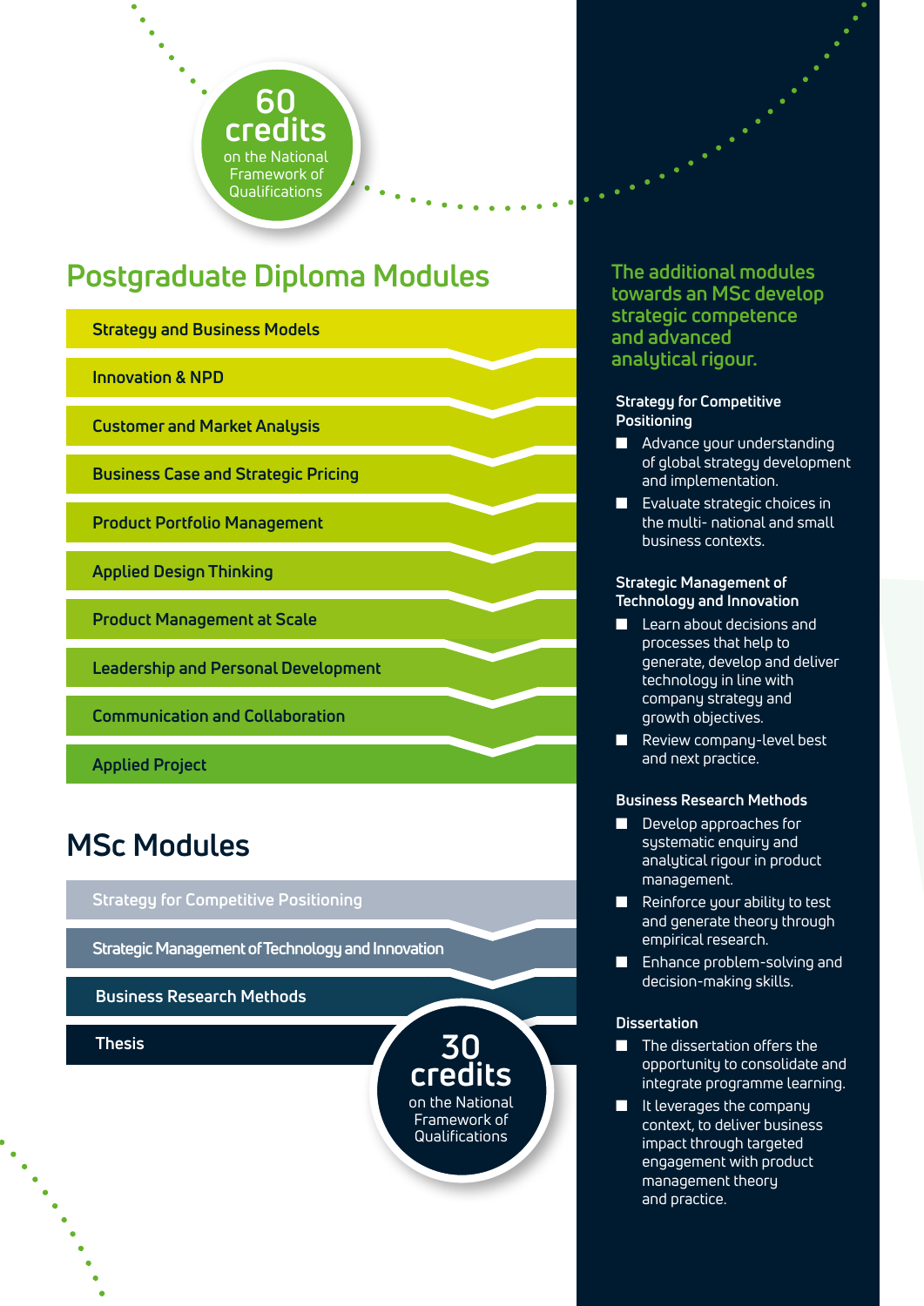60 credits on the National Framework of Qualifications

## Postgraduate Diploma Modules

- Strategy and Business Models
- Innovation & NPD
- Customer and Market Analysis
- Business Case and Strategic Pricing
- Product Portfolio Management
- Applied Design Thinking
- Product Management at Scale
- Leadership and Personal Development
- Communication and Collaboration
- Applied Project

## MSc Modules

- Strategy for Competitive Positioning
- Strategic Management of Technology and Innovation
- Business Research Methods
- Thesis

30 credits on the National Framework of Qualifications

### The additional modules towards an MSc develop strategic competence and advanced analytical rigour.

**Strategy for Competitive Positioning**

- Advance your understanding of global strategy development and implementation.
- Evaluate strategic choices in the multi- national and small business contexts.

**Strategic Management of Technology and Innovation**

- Learn about decisions and processes that help to generate, develop and deliver technology in line with company strategy and growth objectives.
- Review company-level best and next practice.

**Business Research Methods**

- Develop approaches for systematic enquiry and analytical rigour in product management.
- Reinforce your ability to test and generate theory through empirical research.
- Enhance problem-solving and decision-making skills.

**Dissertation**

- The dissertation offers the opportunity to consolidate and integrate programme learning.
- It leverages the company context, to deliver business impact through targeted engagement with product management theory and practice.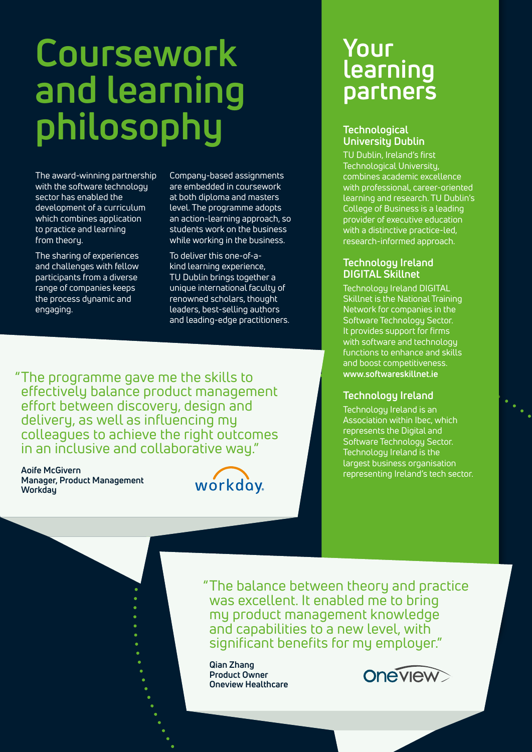# Coursework and learning philosophy

The award-winning partnership with the software technology sector has enabled the development of a curriculum which combines application to practice and learning from theory.

The sharing of experiences and challenges with fellow participants from a diverse range of companies keeps the process dynamic and engaging.

Company-based assignments are embedded in coursework at both diploma and masters level. The programme adopts an action-learning approach, so students work on the business while working in the business.

To deliver this one-of-a-kind learning experience, TU Dublin brings together a unique international faculty of renowned scholars, thought leaders, best-selling authors and leading-edge practitioners.

"The programme gave me the skills to effectively balance product management effort between discovery, design and delivery, as well as influencing my colleagues to achieve the right outcomes in an inclusive and collaborative way."

**Aoife McGivern**
**Manager, Product Management**
**Workday**

workday.

# Your learning partners

### Technological University Dublin

TU Dublin, Ireland's first Technological University, combines academic excellence with professional, career-oriented learning and research. TU Dublin's College of Business is a leading provider of executive education with a distinctive practice-led, research-informed approach.

### Technology Ireland DIGITAL Skillnet

Technology Ireland DIGITAL Skillnet is the National Training Network for companies in the Software Technology Sector. It provides support for firms with software and technology functions to enhance and skills and boost competitiveness.
**www.softwareskillnet.ie**

### Technology Ireland

Technology Ireland is an Association within Ibec, which represents the Digital and Software Technology Sector. Technology Ireland is the largest business organisation representing Ireland's tech sector.

"The balance between theory and practice was excellent. It enabled me to bring my product management knowledge and capabilities to a new level, with significant benefits for my employer."

**Qian Zhang**
**Product Owner**
**Oneview Healthcare**

Oneview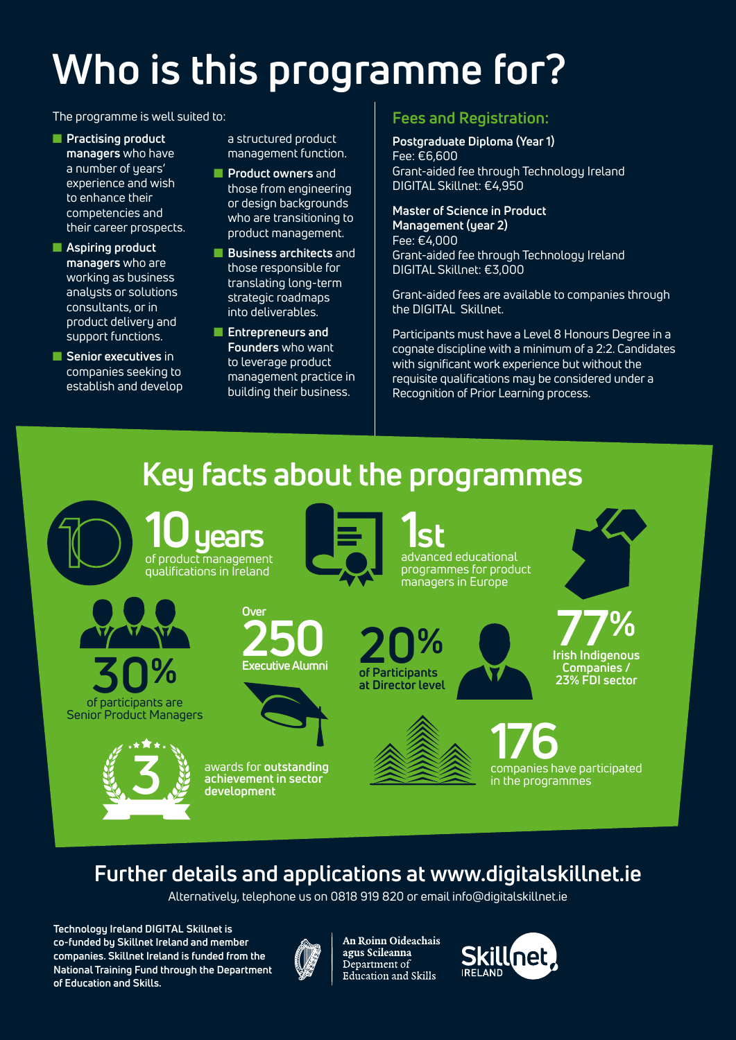# Who is this programme for?

The programme is well suited to:

- **Practising product managers** who have a number of years' experience and wish to enhance their competencies and their career prospects.
- **Aspiring product managers** who are working as business analysts or solutions consultants, or in product delivery and support functions.
- **Senior executives** in companies seeking to establish and develop a structured product management function.
- **Product owners** and those from engineering or design backgrounds who are transitioning to product management.
- **Business architects** and those responsible for translating long-term strategic roadmaps into deliverables.
- **Entrepreneurs and Founders** who want to leverage product management practice in building their business.

## Fees and Registration:

**Postgraduate Diploma (Year 1)**
Fee: €6,600
Grant-aided fee through Technology Ireland DIGITAL Skillnet: €4,950

**Master of Science in Product Management (year 2)**
Fee: €4,000
Grant-aided fee through Technology Ireland DIGITAL Skillnet: €3,000

Grant-aided fees are available to companies through the DIGITAL Skillnet.

Participants must have a Level 8 Honours Degree in a cognate discipline with a minimum of a 2:2. Candidates with significant work experience but without the requisite qualifications may be considered under a Recognition of Prior Learning process.

## Key facts about the programmes

**10 years** of product management qualifications in Ireland

**1st** advanced educational programmes for product managers in Europe

**30%** of participants are Senior Product Managers

Over **250** Executive Alumni

**20%** of Participants at Director level

**77%** Irish Indigenous Companies / 23% FDI sector

**3** awards for **outstanding achievement in sector development**

**176** companies have participated in the programmes

## Further details and applications at www.digitalskillnet.ie

Alternatively, telephone us on 0818 919 820 or email info@digitalskillnet.ie

**Technology Ireland DIGITAL Skillnet is co-funded by Skillnet Ireland and member companies. Skillnet Ireland is funded from the National Training Fund through the Department of Education and Skills.**

An Roinn Oideachais agus Scileanna
Department of Education and Skills

Skillnet IRELAND